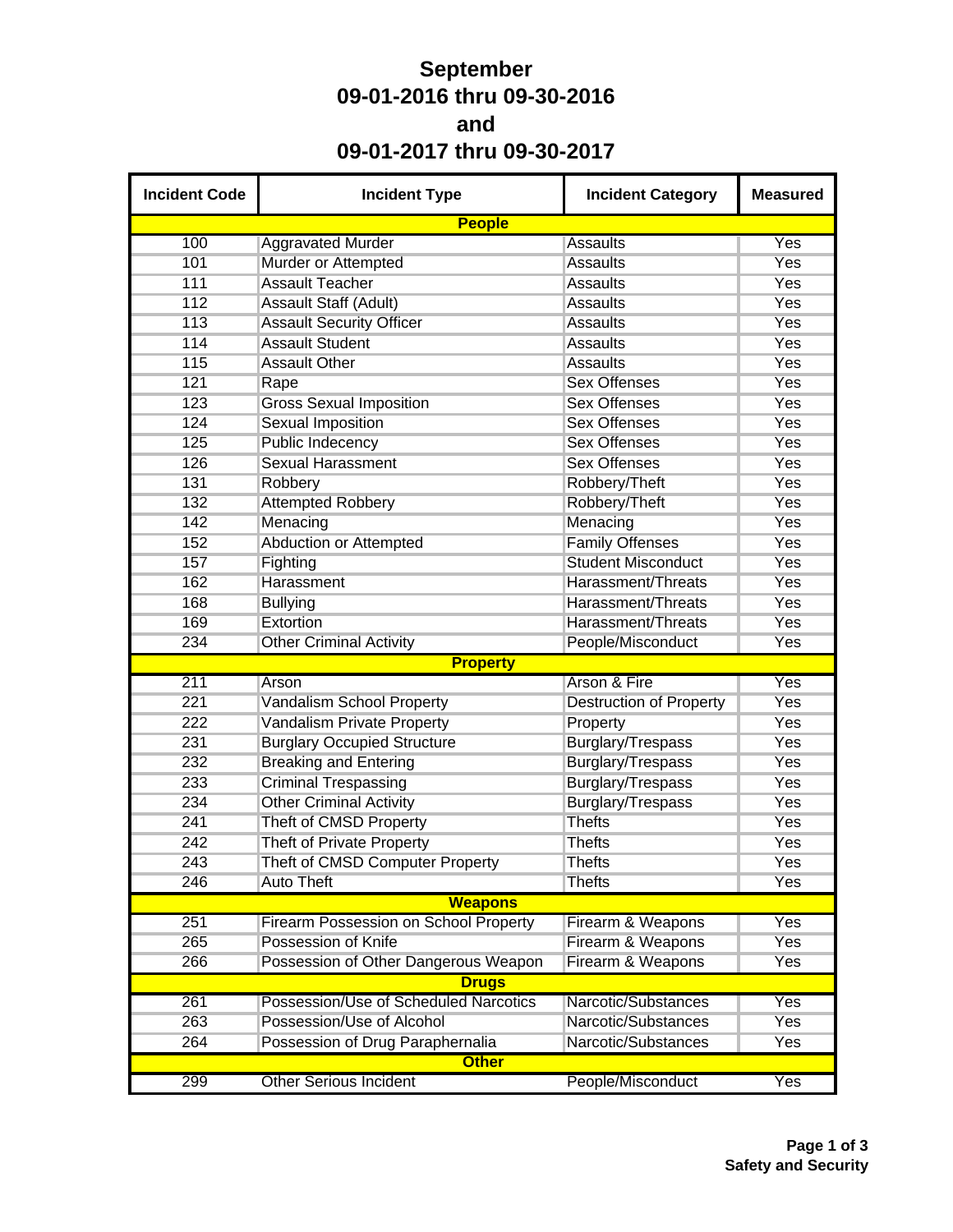# September
# 09-01-2016 thru 09-30-2016
# and
# 09-01-2017 thru 09-30-2017

| Incident Code | Incident Type | Incident Category | Measured |
|---|---|---|---|
| **People** | | | |
| 100 | Aggravated Murder | Assaults | Yes |
| 101 | Murder or Attempted | Assaults | Yes |
| 111 | Assault Teacher | Assaults | Yes |
| 112 | Assault Staff (Adult) | Assaults | Yes |
| 113 | Assault Security Officer | Assaults | Yes |
| 114 | Assault Student | Assaults | Yes |
| 115 | Assault Other | Assaults | Yes |
| 121 | Rape | Sex Offenses | Yes |
| 123 | Gross Sexual Imposition | Sex Offenses | Yes |
| 124 | Sexual Imposition | Sex Offenses | Yes |
| 125 | Public Indecency | Sex Offenses | Yes |
| 126 | Sexual Harassment | Sex Offenses | Yes |
| 131 | Robbery | Robbery/Theft | Yes |
| 132 | Attempted Robbery | Robbery/Theft | Yes |
| 142 | Menacing | Menacing | Yes |
| 152 | Abduction or Attempted | Family Offenses | Yes |
| 157 | Fighting | Student Misconduct | Yes |
| 162 | Harassment | Harassment/Threats | Yes |
| 168 | Bullying | Harassment/Threats | Yes |
| 169 | Extortion | Harassment/Threats | Yes |
| 234 | Other Criminal Activity | People/Misconduct | Yes |
| **Property** | | | |
| 211 | Arson | Arson & Fire | Yes |
| 221 | Vandalism School Property | Destruction of Property | Yes |
| 222 | Vandalism Private Property | Property | Yes |
| 231 | Burglary Occupied Structure | Burglary/Trespass | Yes |
| 232 | Breaking and Entering | Burglary/Trespass | Yes |
| 233 | Criminal Trespassing | Burglary/Trespass | Yes |
| 234 | Other Criminal Activity | Burglary/Trespass | Yes |
| 241 | Theft of CMSD Property | Thefts | Yes |
| 242 | Theft of Private Property | Thefts | Yes |
| 243 | Theft of CMSD Computer Property | Thefts | Yes |
| 246 | Auto Theft | Thefts | Yes |
| **Weapons** | | | |
| 251 | Firearm Possession on School Property | Firearm & Weapons | Yes |
| 265 | Possession of Knife | Firearm & Weapons | Yes |
| 266 | Possession of Other Dangerous Weapon | Firearm & Weapons | Yes |
| **Drugs** | | | |
| 261 | Possession/Use of Scheduled Narcotics | Narcotic/Substances | Yes |
| 263 | Possession/Use of Alcohol | Narcotic/Substances | Yes |
| 264 | Possession of Drug Paraphernalia | Narcotic/Substances | Yes |
| **Other** | | | |
| 299 | Other Serious Incident | People/Misconduct | Yes |

**Safety and Security**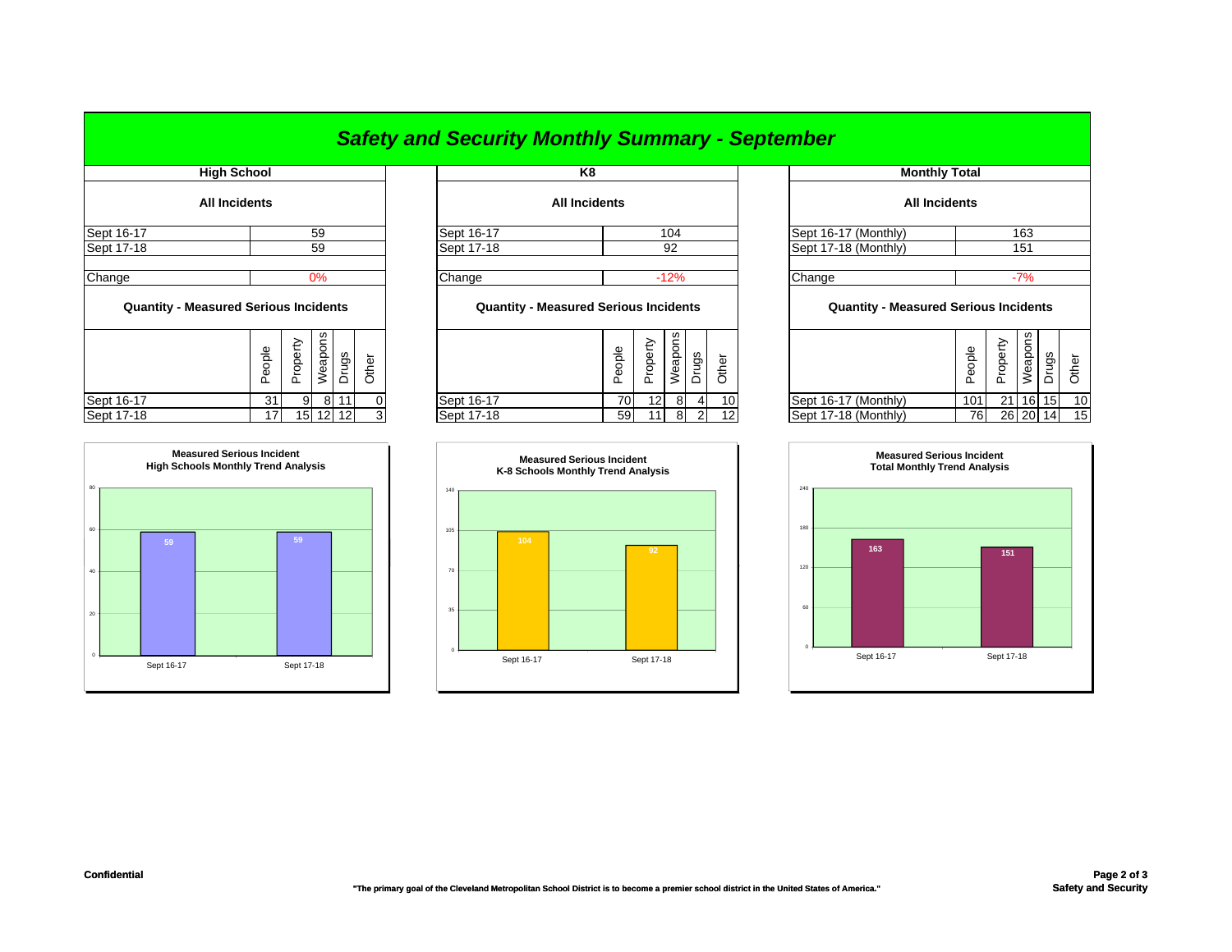# Safety and Security Monthly Summary - September

## High School

### All Incidents

| | |
|---|---|
| Sept 16-17 | 59 |
| Sept 17-18 | 59 |
| Change | 0% |

### Quantity - Measured Serious Incidents

| | People | Property | Weapons | Drugs | Other |
|---|---|---|---|---|---|
| Sept 16-17 | 31 | 9 | 8 | 11 | 0 |
| Sept 17-18 | 17 | 15 | 12 | 12 | 3 |

## K8

### All Incidents

| | |
|---|---|
| Sept 16-17 | 104 |
| Sept 17-18 | 92 |
| Change | -12% |

### Quantity - Measured Serious Incidents

| | People | Property | Weapons | Drugs | Other |
|---|---|---|---|---|---|
| Sept 16-17 | 70 | 12 | 8 | 4 | 10 |
| Sept 17-18 | 59 | 11 | 8 | 2 | 12 |

## Monthly Total

### All Incidents

| | |
|---|---|
| Sept 16-17 (Monthly) | 163 |
| Sept 17-18 (Monthly) | 151 |
| Change | -7% |

### Quantity - Measured Serious Incidents

| | People | Property | Weapons | Drugs | Other |
|---|---|---|---|---|---|
| Sept 16-17 (Monthly) | 101 | 21 | 16 | 15 | 10 |
| Sept 17-18 (Monthly) | 76 | 26 | 20 | 14 | 15 |

**Measured Serious Incident**
**High Schools Monthly Trend Analysis**

80
60
40
20
0
59
59
Sept 16-17
Sept 17-18

**Measured Serious Incident**
**K-8 Schools Monthly Trend Analysis**

140
105
70
35
0
104
92
Sept 16-17
Sept 17-18

**Measured Serious Incident**
**Total Monthly Trend Analysis**

240
180
120
60
0
163
151
Sept 16-17
Sept 17-18

**Confidential**

**"The primary goal of the Cleveland Metropolitan School District is to become a premier school district in the United States of America."**

**Safety and Security**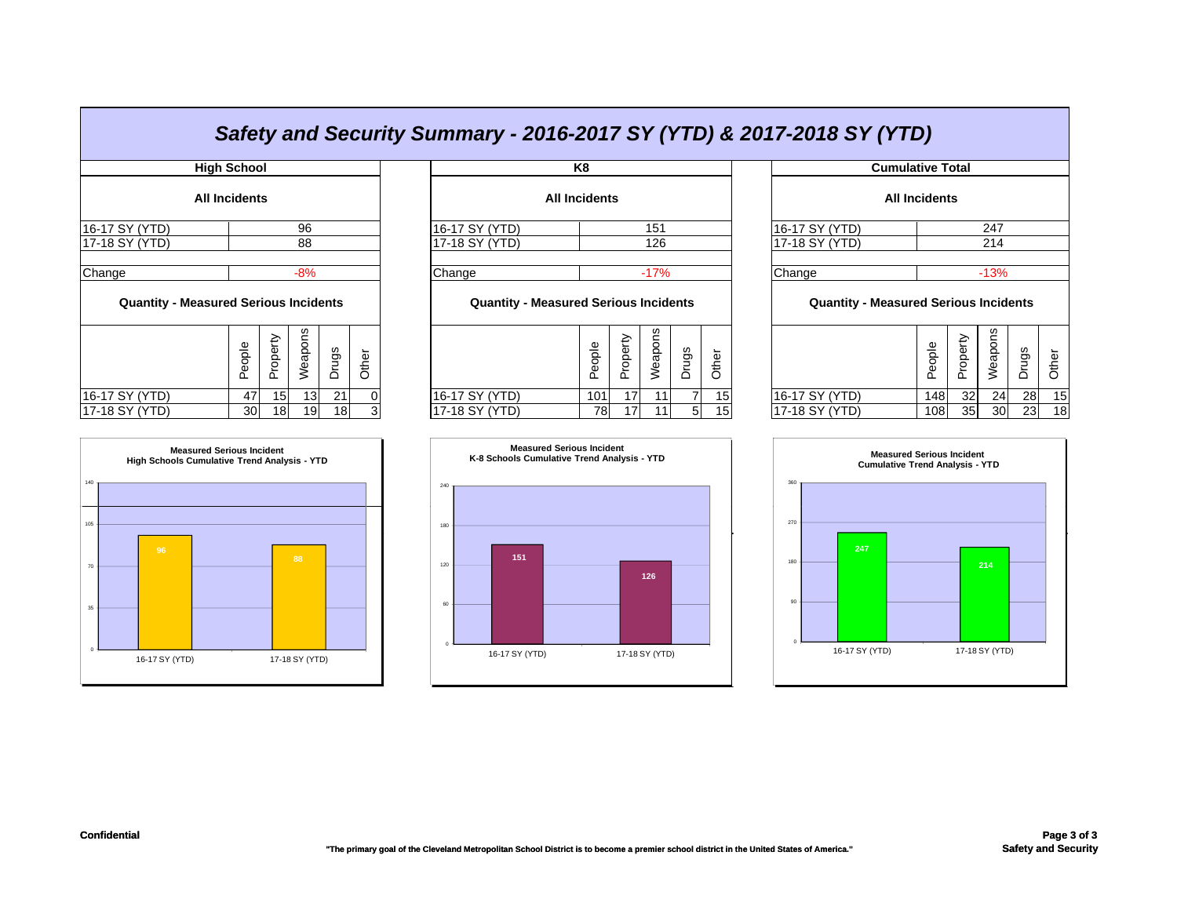# Safety and Security Summary - 2016-2017 SY (YTD) & 2017-2018 SY (YTD)

## High School

**All Incidents**

| | |
|---|---|
| 16-17 SY (YTD) | 96 |
| 17-18 SY (YTD) | 88 |
| Change | -8% |

**Quantity - Measured Serious Incidents**

| | People | Property | Weapons | Drugs | Other |
|---|---|---|---|---|---|
| 16-17 SY (YTD) | 47 | 15 | 13 | 21 | 0 |
| 17-18 SY (YTD) | 30 | 18 | 19 | 18 | 3 |

Measured Serious Incident
High Schools Cumulative Trend Analysis - YTD

140
105
70
35
0
96
88
16-17 SY (YTD)
17-18 SY (YTD)

## K8

**All Incidents**

| | |
|---|---|
| 16-17 SY (YTD) | 151 |
| 17-18 SY (YTD) | 126 |
| Change | -17% |

**Quantity - Measured Serious Incidents**

| | People | Property | Weapons | Drugs | Other |
|---|---|---|---|---|---|
| 16-17 SY (YTD) | 101 | 17 | 11 | 7 | 15 |
| 17-18 SY (YTD) | 78 | 17 | 11 | 5 | 15 |

Measured Serious Incident
K-8 Schools Cumulative Trend Analysis - YTD

240
180
120
60
0
151
126
16-17 SY (YTD)
17-18 SY (YTD)

## Cumulative Total

**All Incidents**

| | |
|---|---|
| 16-17 SY (YTD) | 247 |
| 17-18 SY (YTD) | 214 |
| Change | -13% |

**Quantity - Measured Serious Incidents**

| | People | Property | Weapons | Drugs | Other |
|---|---|---|---|---|---|
| 16-17 SY (YTD) | 148 | 32 | 24 | 28 | 15 |
| 17-18 SY (YTD) | 108 | 35 | 30 | 23 | 18 |

Measured Serious Incident
Cumulative Trend Analysis - YTD

360
270
180
90
0
247
214
16-17 SY (YTD)
17-18 SY (YTD)

**Confidential**

**"The primary goal of the Cleveland Metropolitan School District is to become a premier school district in the United States of America."**

**Safety and Security**